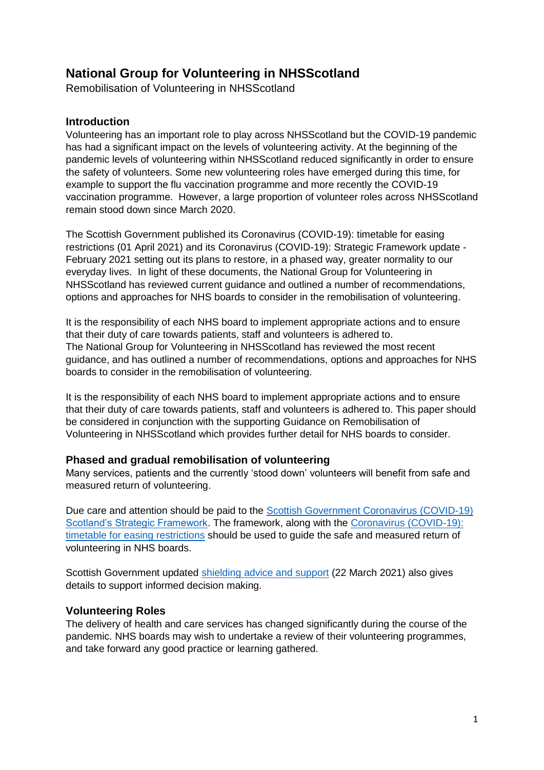# National Group for Volunteering in NHSScotland

Remobilisation of Volunteering in NHSScotland

## Introduction

Volunteering has an important role to play across NHSScotland but the COVID-19 pandemic has had a significant impact on the levels of volunteering activity. At the beginning of the pandemic levels of volunteering within NHSScotland reduced significantly in order to ensure the safety of volunteers. Some new volunteering roles have emerged during this time, for example to support the flu vaccination programme and more recently the COVID-19 vaccination programme. However, a large proportion of volunteer roles across NHSScotland remain stood down since March 2020.

The Scottish Government published its Coronavirus (COVID-19): timetable for easing restrictions (01 April 2021) and its Coronavirus (COVID-19): Strategic Framework update - February 2021 setting out its plans to restore, in a phased way, greater normality to our everyday lives. In light of these documents, the National Group for Volunteering in NHSScotland has reviewed current guidance and outlined a number of recommendations, options and approaches for NHS boards to consider in the remobilisation of volunteering.

It is the responsibility of each NHS board to implement appropriate actions and to ensure that their duty of care towards patients, staff and volunteers is adhered to.
The National Group for Volunteering in NHSScotland has reviewed the most recent guidance, and has outlined a number of recommendations, options and approaches for NHS boards to consider in the remobilisation of volunteering.

It is the responsibility of each NHS board to implement appropriate actions and to ensure that their duty of care towards patients, staff and volunteers is adhered to. This paper should be considered in conjunction with the supporting Guidance on Remobilisation of Volunteering in NHSScotland which provides further detail for NHS boards to consider.

## Phased and gradual remobilisation of volunteering

Many services, patients and the currently 'stood down' volunteers will benefit from safe and measured return of volunteering.

Due care and attention should be paid to the Scottish Government Coronavirus (COVID-19) Scotland's Strategic Framework. The framework, along with the Coronavirus (COVID-19): timetable for easing restrictions should be used to guide the safe and measured return of volunteering in NHS boards.

Scottish Government updated shielding advice and support (22 March 2021) also gives details to support informed decision making.

## Volunteering Roles

The delivery of health and care services has changed significantly during the course of the pandemic. NHS boards may wish to undertake a review of their volunteering programmes, and take forward any good practice or learning gathered.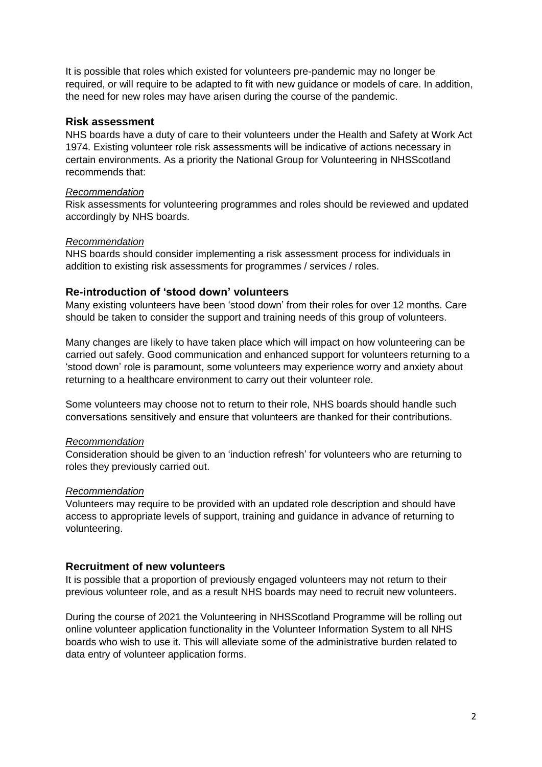It is possible that roles which existed for volunteers pre-pandemic may no longer be required, or will require to be adapted to fit with new guidance or models of care. In addition, the need for new roles may have arisen during the course of the pandemic.

## Risk assessment

NHS boards have a duty of care to their volunteers under the Health and Safety at Work Act 1974. Existing volunteer role risk assessments will be indicative of actions necessary in certain environments. As a priority the National Group for Volunteering in NHSScotland recommends that:

*Recommendation*

Risk assessments for volunteering programmes and roles should be reviewed and updated accordingly by NHS boards.

*Recommendation*

NHS boards should consider implementing a risk assessment process for individuals in addition to existing risk assessments for programmes / services / roles.

## Re-introduction of 'stood down' volunteers

Many existing volunteers have been 'stood down' from their roles for over 12 months. Care should be taken to consider the support and training needs of this group of volunteers.

Many changes are likely to have taken place which will impact on how volunteering can be carried out safely. Good communication and enhanced support for volunteers returning to a 'stood down' role is paramount, some volunteers may experience worry and anxiety about returning to a healthcare environment to carry out their volunteer role.

Some volunteers may choose not to return to their role, NHS boards should handle such conversations sensitively and ensure that volunteers are thanked for their contributions.

*Recommendation*

Consideration should be given to an 'induction refresh' for volunteers who are returning to roles they previously carried out.

*Recommendation*

Volunteers may require to be provided with an updated role description and should have access to appropriate levels of support, training and guidance in advance of returning to volunteering.

## Recruitment of new volunteers

It is possible that a proportion of previously engaged volunteers may not return to their previous volunteer role, and as a result NHS boards may need to recruit new volunteers.

During the course of 2021 the Volunteering in NHSScotland Programme will be rolling out online volunteer application functionality in the Volunteer Information System to all NHS boards who wish to use it. This will alleviate some of the administrative burden related to data entry of volunteer application forms.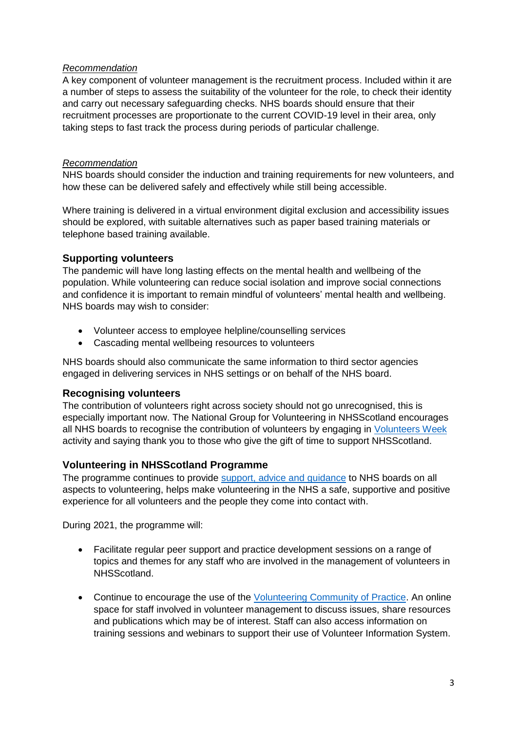*Recommendation*
A key component of volunteer management is the recruitment process. Included within it are a number of steps to assess the suitability of the volunteer for the role, to check their identity and carry out necessary safeguarding checks. NHS boards should ensure that their recruitment processes are proportionate to the current COVID-19 level in their area, only taking steps to fast track the process during periods of particular challenge.

*Recommendation*
NHS boards should consider the induction and training requirements for new volunteers, and how these can be delivered safely and effectively while still being accessible.

Where training is delivered in a virtual environment digital exclusion and accessibility issues should be explored, with suitable alternatives such as paper based training materials or telephone based training available.

### Supporting volunteers

The pandemic will have long lasting effects on the mental health and wellbeing of the population. While volunteering can reduce social isolation and improve social connections and confidence it is important to remain mindful of volunteers' mental health and wellbeing. NHS boards may wish to consider:

- Volunteer access to employee helpline/counselling services
- Cascading mental wellbeing resources to volunteers

NHS boards should also communicate the same information to third sector agencies engaged in delivering services in NHS settings or on behalf of the NHS board.

### Recognising volunteers

The contribution of volunteers right across society should not go unrecognised, this is especially important now. The National Group for Volunteering in NHSScotland encourages all NHS boards to recognise the contribution of volunteers by engaging in Volunteers Week activity and saying thank you to those who give the gift of time to support NHSScotland.

### Volunteering in NHSScotland Programme

The programme continues to provide support, advice and guidance to NHS boards on all aspects to volunteering, helps make volunteering in the NHS a safe, supportive and positive experience for all volunteers and the people they come into contact with.

During 2021, the programme will:

- Facilitate regular peer support and practice development sessions on a range of topics and themes for any staff who are involved in the management of volunteers in NHSScotland.
- Continue to encourage the use of the Volunteering Community of Practice. An online space for staff involved in volunteer management to discuss issues, share resources and publications which may be of interest. Staff can also access information on training sessions and webinars to support their use of Volunteer Information System.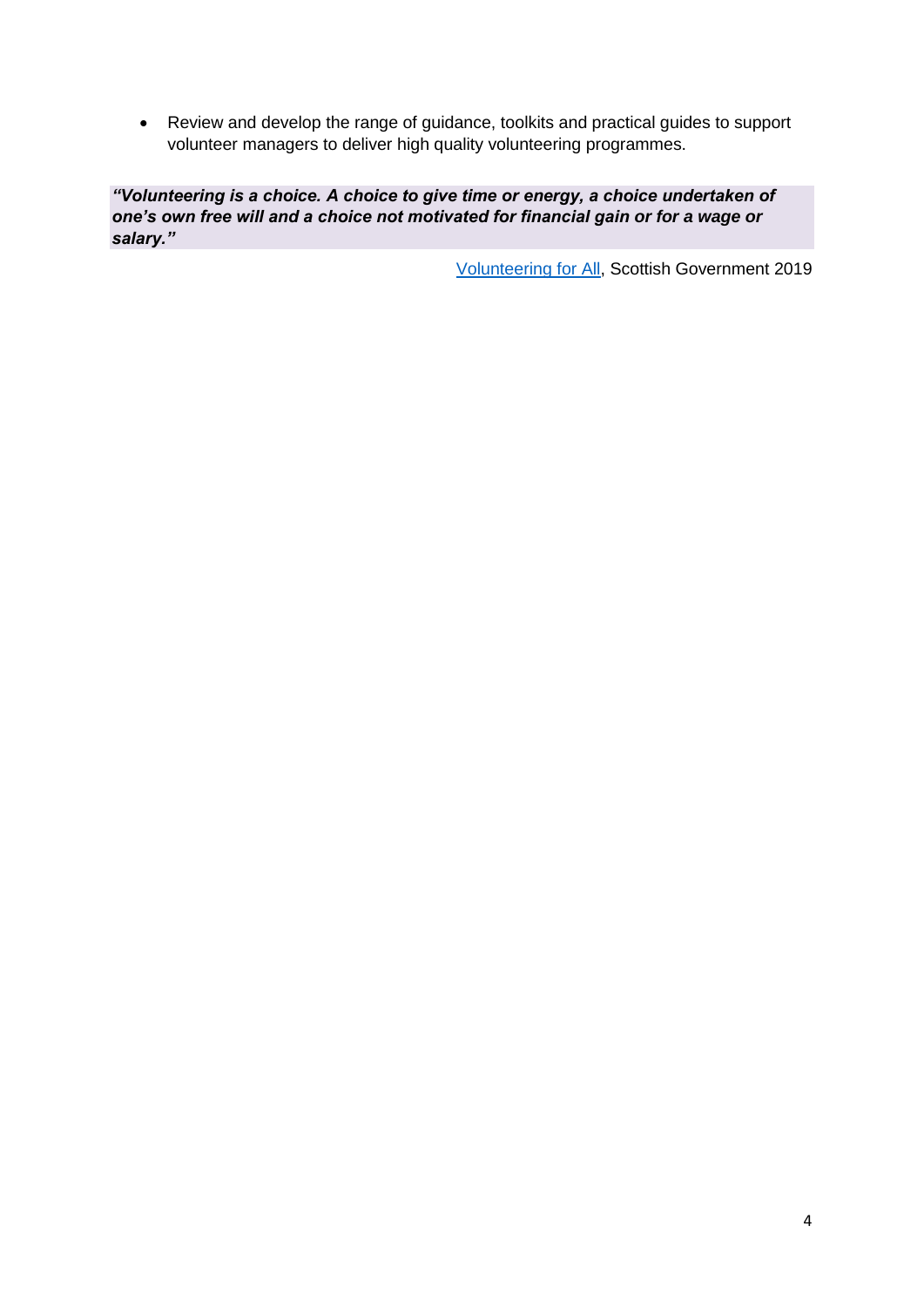- Review and develop the range of guidance, toolkits and practical guides to support volunteer managers to deliver high quality volunteering programmes.

***"Volunteering is a choice. A choice to give time or energy, a choice undertaken of one's own free will and a choice not motivated for financial gain or for a wage or salary."***

Volunteering for All, Scottish Government 2019